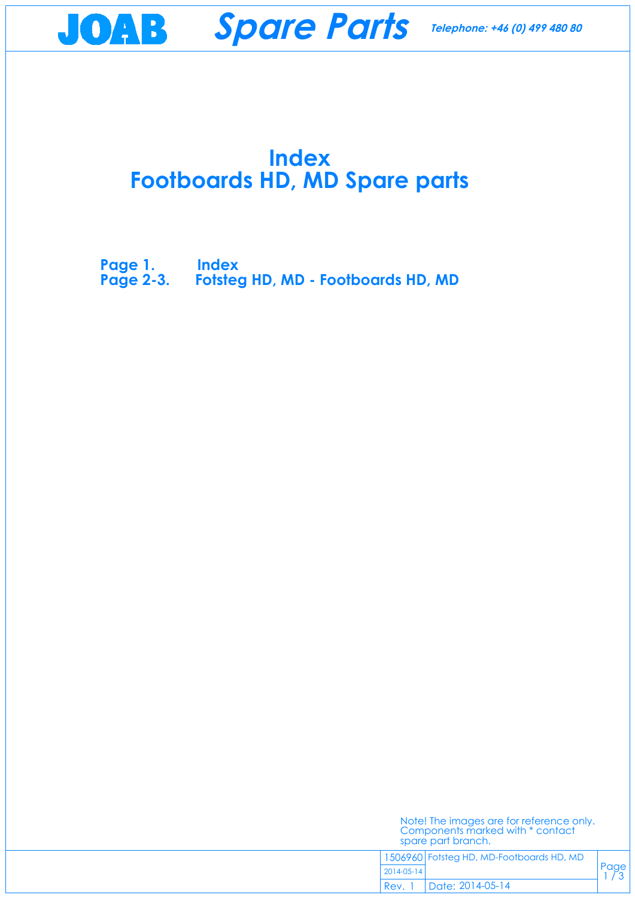# Index
# Footboards HD, MD Spare parts

**Page 1.** **Index**
**Page 2-3.** **Fotsteg HD, MD - Footboards HD, MD**

Note! The images are for reference only. Components marked with * contact spare part branch.

| 1506960 | Fotsteg HD, MD-Footboards HD, MD |
| --- | --- |
| 2014-05-14 | |
| Rev. 1 | Date: 2014-05-14 |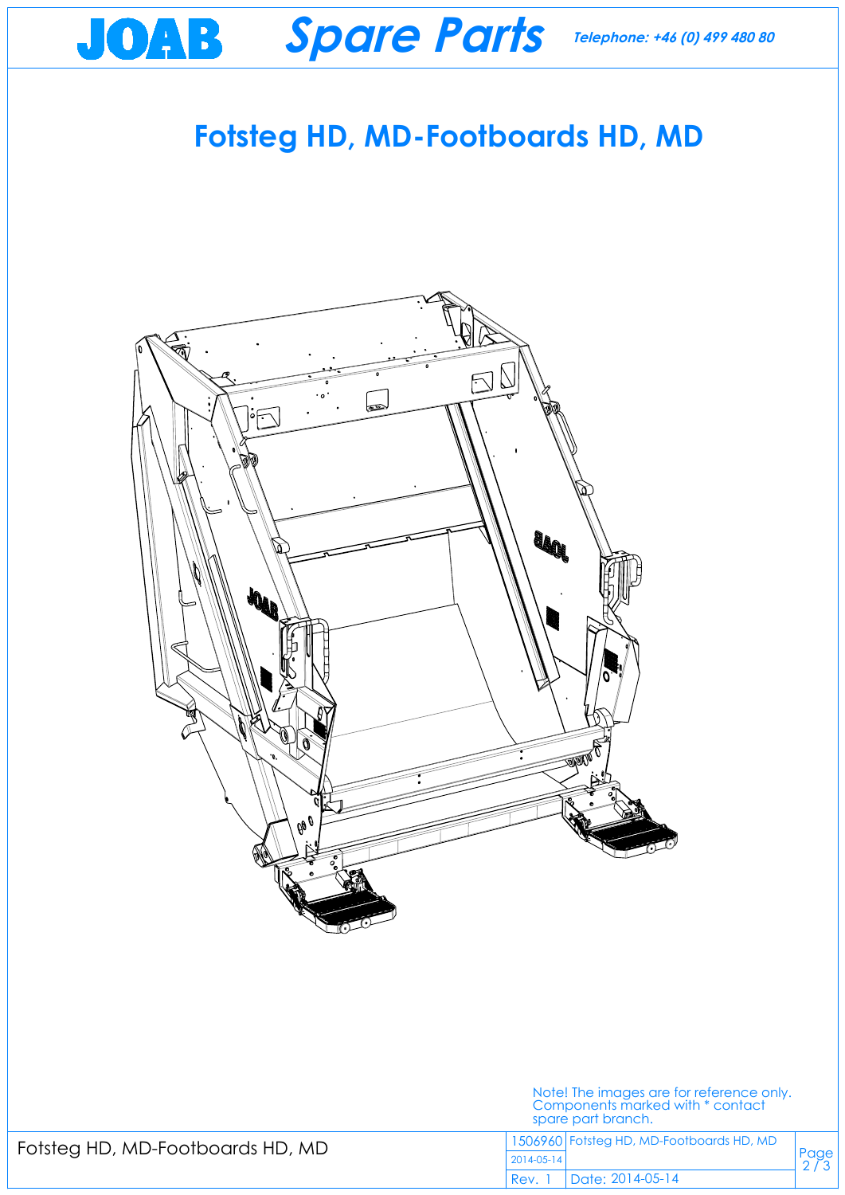# Fotsteg HD, MD-Footboards HD, MD

Note! The images are for reference only. Components marked with * contact spare part branch.

Fotsteg HD, MD-Footboards HD, MD

| 1506960 | Fotsteg HD, MD-Footboards HD, MD |
|---|---|
| 2014-05-14 | |
| Rev. 1 | Date: 2014-05-14 |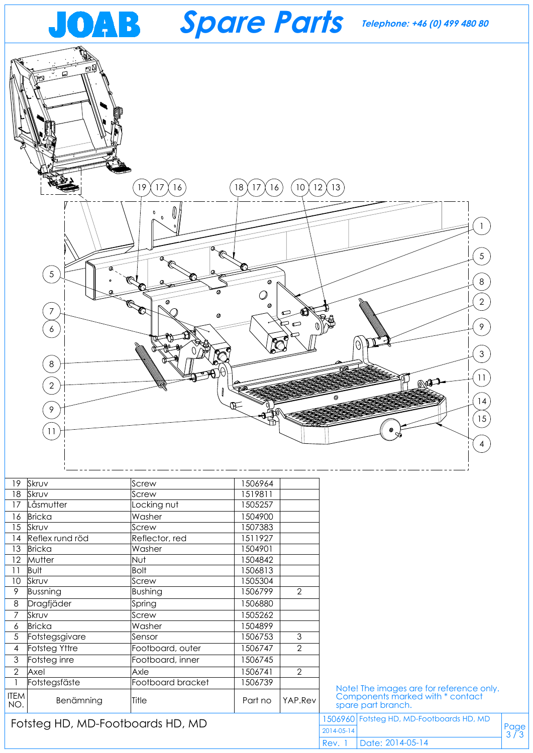# JOAB Spare Parts

*Telephone: +46 (0) 499 480 80*

19 17 16

18 17 16

10 12 13

1

5

8

2

9

3

11

14

15

4

5

7

6

8

2

9

11

| ITEM NO. | Benämning | Title | Part no | YAP.Rev |
|---|---|---|---|---|
| 19 | Skruv | Screw | 1506964 | |
| 18 | Skruv | Screw | 1519811 | |
| 17 | Låsmutter | Locking nut | 1505257 | |
| 16 | Bricka | Washer | 1504900 | |
| 15 | Skruv | Screw | 1507383 | |
| 14 | Reflex rund röd | Reflector, red | 1511927 | |
| 13 | Bricka | Washer | 1504901 | |
| 12 | Mutter | Nut | 1504842 | |
| 11 | Bult | Bolt | 1506813 | |
| 10 | Skruv | Screw | 1505304 | |
| 9 | Bussning | Bushing | 1506799 | 2 |
| 8 | Dragfjäder | Spring | 1506880 | |
| 7 | Skruv | Screw | 1505262 | |
| 6 | Bricka | Washer | 1504899 | |
| 5 | Fotstegsgivare | Sensor | 1506753 | 3 |
| 4 | Fotsteg Yttre | Footboard, outer | 1506747 | 2 |
| 3 | Fotsteg inre | Footboard, inner | 1506745 | |
| 2 | Axel | Axle | 1506741 | 2 |
| 1 | Fotstegsfäste | Footboard bracket | 1506739 | |

Note! The images are for reference only.
Components marked with * contact spare part branch.

Fotsteg HD, MD-Footboards HD, MD

| | |
|---|---|
| 1506960 | Fotsteg HD, MD-Footboards HD, MD |
| 2014-05-14 | |
| Rev. 1 | Date: 2014-05-14 |